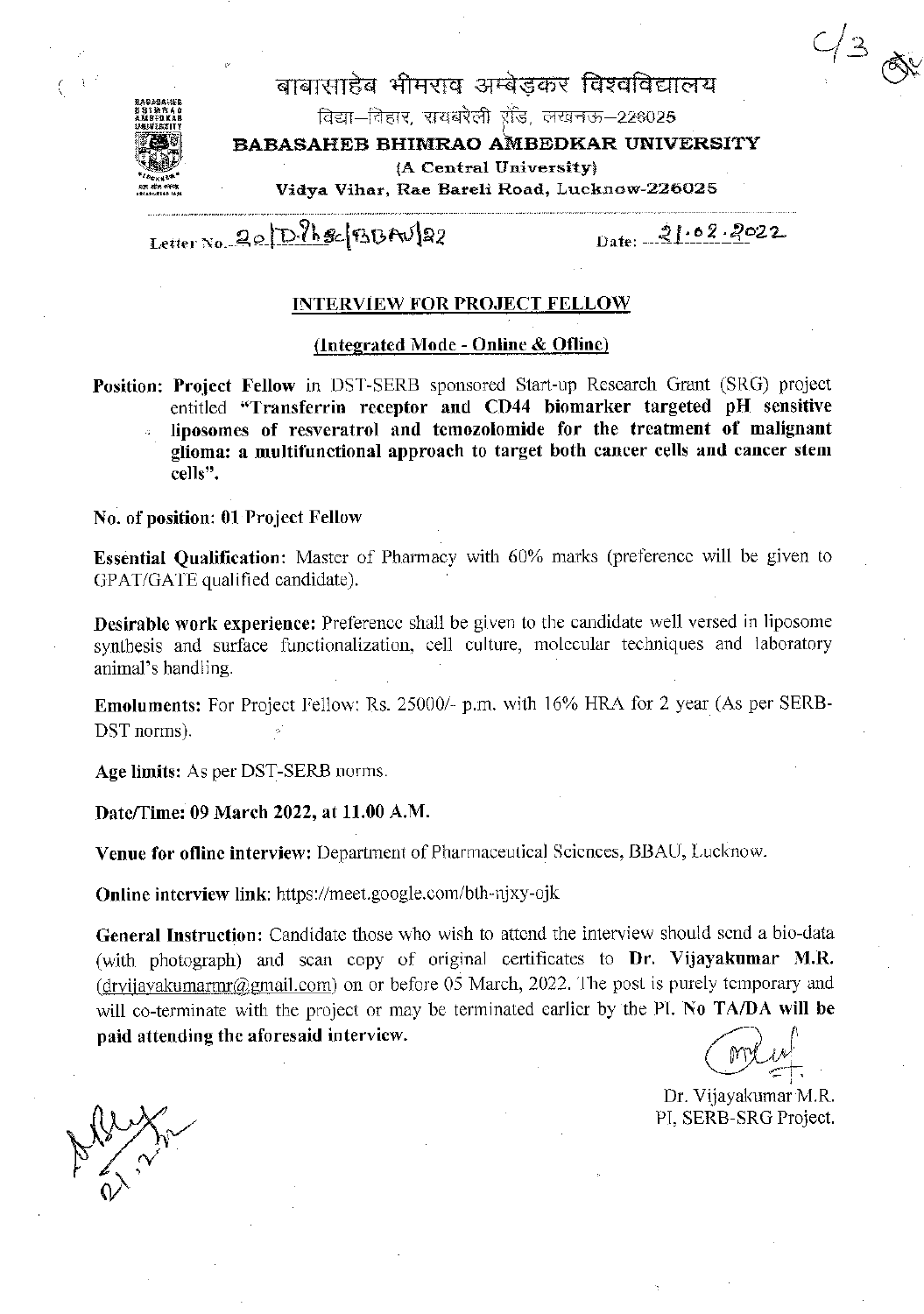बाबासाहेब भीमराव अम्बेडकर विश्वविद्यालय

विद्या–विहार, रायबरेली रोड, लखनऊ–226025

**BABASAHEB BHIMRAO AMBEDKAR UNIVERSITY**

(A Central University)

Vidya Vihar, Rae Bareli Road, Lucknow-226025

Letter No. 20/DPhSc/BBAU/22 Date: 21.02.2022

## INTERVIEW FOR PROJECT FELLOW

### (Integrated Mode - Online & Ofline)

**Position: Project Fellow** in DST-SERB sponsored Start-up Research Grant (SRG) project entitled **"Transferrin receptor and CD44 biomarker targeted pH sensitive liposomes of resveratrol and temozolomide for the treatment of malignant glioma: a multifunctional approach to target both cancer cells and cancer stem cells".**

**No. of position: 01** Project Fellow

**Essential Qualification:** Master of Pharmacy with 60% marks (preference will be given to GPAT/GATE qualified candidate).

**Desirable work experience:** Preference shall be given to the candidate well versed in liposome synthesis and surface functionalization, cell culture, molecular techniques and laboratory animal's handling.

**Emoluments:** For Project Fellow: Rs. 25000/- p.m. with 16% HRA for 2 year (As per SERB-DST norms).

**Age limits:** As per DST-SERB norms.

**Date/Time: 09 March 2022, at 11.00 A.M.**

**Venue for ofline interview:** Department of Pharmaceutical Sciences, BBAU, Lucknow.

**Online interview link:** https://meet.google.com/bth-njxy-ojk

**General Instruction:** Candidate those who wish to attend the interview should send a bio-data (with photograph) and scan copy of original certificates to **Dr. Vijayakumar M.R.** (drvijayakumarmr@gmail.com) on or before 05 March, 2022. The post is purely temporary and will co-terminate with the project or may be terminated earlier by the PI. **No TA/DA will be paid attending the aforesaid interview.**

Dr. Vijayakumar M.R.
PI, SERB-SRG Project.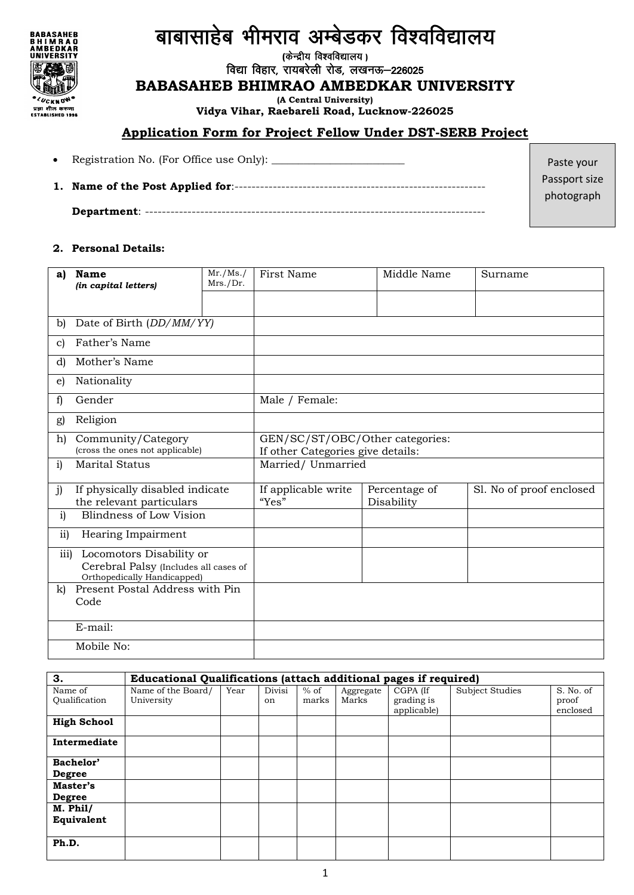# बाबासाहेब भीमराव अम्बेडकर विश्वविद्यालय

(केन्द्रीय विश्वविद्यालय )

विद्या विहार, रायबरेली रोड, लखनऊ–226025

# BABASAHEB BHIMRAO AMBEDKAR UNIVERSITY

**(A Central University)**

**Vidya Vihar, Raebareli Road, Lucknow-226025**

## Application Form for Project Fellow Under DST-SERB Project

Paste your Passport size photograph

- Registration No. (For Office use Only): ________________________

**1. Name of the Post Applied for**:----------------------------------------------------------

**Department**: ------------------------------------------------------------------------------

**2. Personal Details:**

| | | | | | |
|---|---|---|---|---|---|
| **a) Name** *(in capital letters)* | Mr./Ms./ Mrs./Dr. | First Name | Middle Name | Surname | |
| | | | | | |
| b) Date of Birth (*DD/MM/YY)* | | | | | |
| c) Father's Name | | | | | |
| d) Mother's Name | | | | | |
| e) Nationality | | | | | |
| f) Gender | | Male / Female: | | | |
| g) Religion | | | | | |
| h) Community/Category (cross the ones not applicable) | | GEN/SC/ST/OBC/Other categories: If other Categories give details: | | | |
| i) Marital Status | | Married/ Unmarried | | | |
| j) If physically disabled indicate the relevant particulars | | If applicable write "Yes" | Percentage of Disability | Sl. No of proof enclosed | |
| i) Blindness of Low Vision | | | | | |
| ii) Hearing Impairment | | | | | |
| iii) Locomotors Disability or Cerebral Palsy (Includes all cases of Orthopedically Handicapped) | | | | | |
| k) Present Postal Address with Pin Code | | | | | |
| E-mail: | | | | | |
| Mobile No: | | | | | |

| **3.** | **Educational Qualifications (attach additional pages if required)** | | | | | | | |
|---|---|---|---|---|---|---|---|---|
| Name of Qualification | Name of the Board/ University | Year | Division | % of marks | Aggregate Marks | CGPA (If grading is applicable) | Subject Studies | S. No. of proof enclosed |
| **High School** | | | | | | | | |
| **Intermediate** | | | | | | | | |
| **Bachelor' Degree** | | | | | | | | |
| **Master's Degree** | | | | | | | | |
| **M. Phil/ Equivalent** | | | | | | | | |
| **Ph.D.** | | | | | | | | |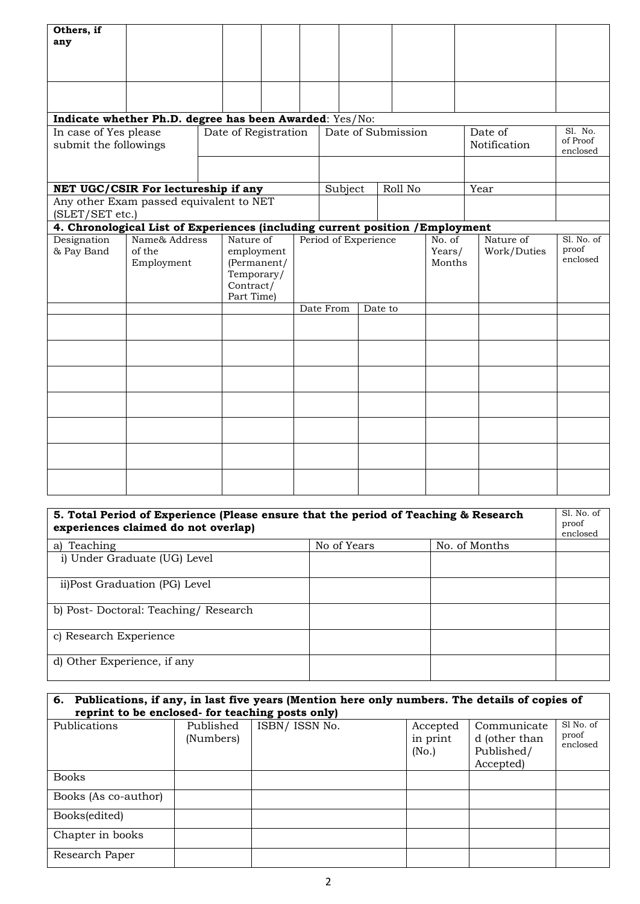| **Others, if any** | | | | | | | | |
|---|---|---|---|---|---|---|---|---|
| | | | | | | | | |

**Indicate whether Ph.D. degree has been Awarded**: Yes/No:

| In case of Yes please submit the followings | Date of Registration | Date of Submission | Date of Notification | Sl. No. of Proof enclosed |
|---|---|---|---|---|
| | | | | |

| **NET UGC/CSIR For lectureship if any** | Subject | Roll No | Year | |
|---|---|---|---|---|
| Any other Exam passed equivalent to NET (SLET/SET etc.) | | | | |

**4. Chronological List of Experiences (including current position /Employment**

| Designation & Pay Band | Name& Address of the Employment | Nature of employment (Permanent/ Temporary/ Contract/ Part Time) | Period of Experience | | No. of Years/ Months | Nature of Work/Duties | Sl. No. of proof enclosed |
|---|---|---|---|---|---|---|---|
| | | | Date From | Date to | | | |
| | | | | | | | |
| | | | | | | | |
| | | | | | | | |
| | | | | | | | |
| | | | | | | | |
| | | | | | | | |
| | | | | | | | |

| **5. Total Period of Experience (Please ensure that the period of Teaching & Research experiences claimed do not overlap)** | | | Sl. No. of proof enclosed |
|---|---|---|---|
| a) Teaching | No of Years | No. of Months | |
| i) Under Graduate (UG) Level | | | |
| ii)Post Graduation (PG) Level | | | |
| b) Post- Doctoral: Teaching/ Research | | | |
| c) Research Experience | | | |
| d) Other Experience, if any | | | |

**6. Publications, if any, in last five years (Mention here only numbers. The details of copies of reprint to be enclosed- for teaching posts only)**

| Publications | Published (Numbers) | ISBN/ ISSN No. | Accepted in print (No.) | Communicated (other than Published/ Accepted) | Sl No. of proof enclosed |
|---|---|---|---|---|---|
| Books | | | | | |
| Books (As co-author) | | | | | |
| Books(edited) | | | | | |
| Chapter in books | | | | | |
| Research Paper | | | | | |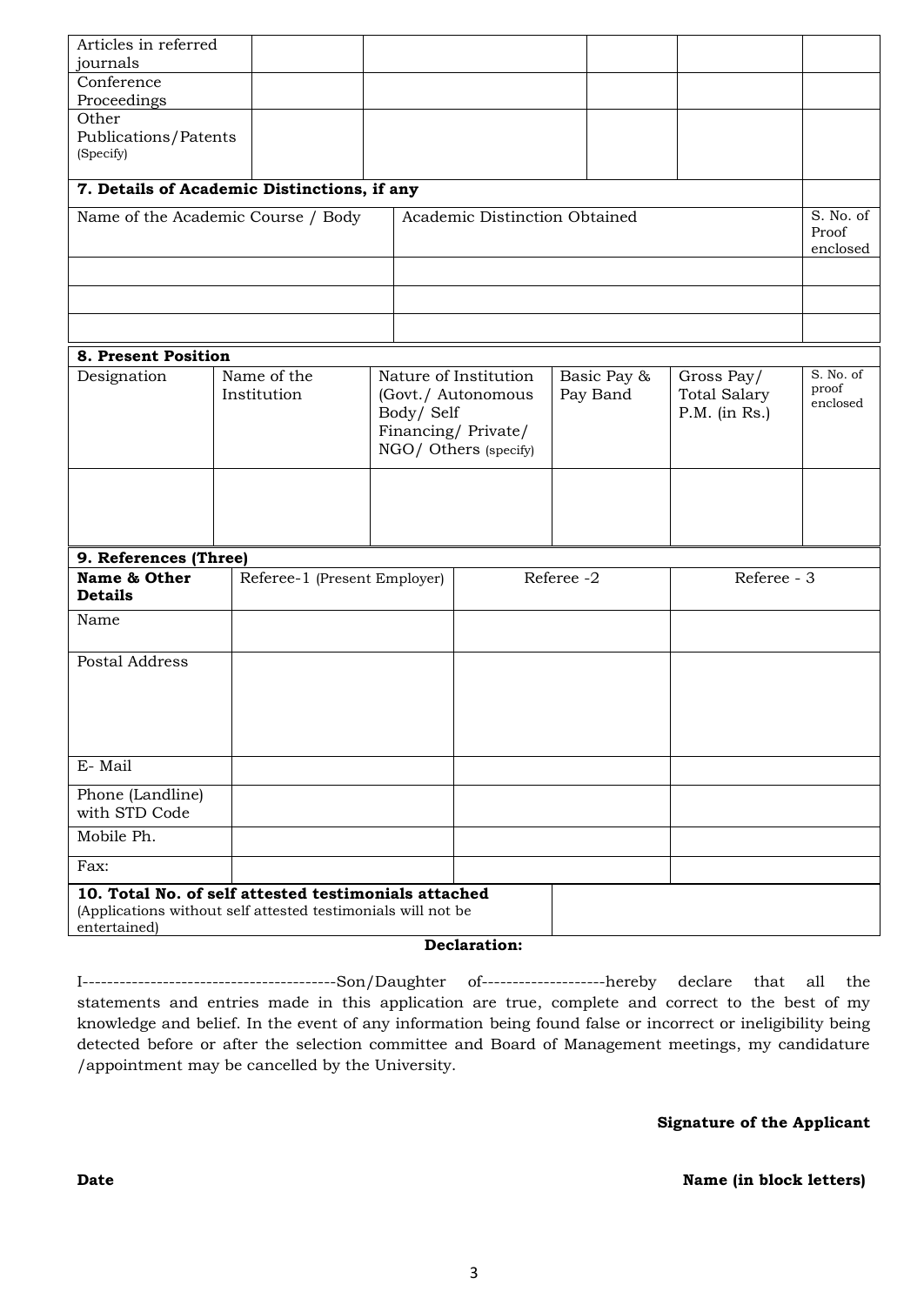| | | | | | |
|---|---|---|---|---|---|
| Articles in referred journals | | | | | |
| Conference Proceedings | | | | | |
| Other Publications/Patents (Specify) | | | | | |

**7. Details of Academic Distinctions, if any**

| Name of the Academic Course / Body | Academic Distinction Obtained | S. No. of Proof enclosed |
|---|---|---|
| | | |
| | | |
| | | |

**8. Present Position**

| Designation | Name of the Institution | Nature of Institution (Govt./ Autonomous Body/ Self Financing/ Private/ NGO/ Others (specify) | Basic Pay & Pay Band | Gross Pay/ Total Salary P.M. (in Rs.) | S. No. of proof enclosed |
|---|---|---|---|---|---|
| | | | | | |

**9. References (Three)**

| **Name & Other Details** | Referee-1 (Present Employer) | Referee -2 | Referee - 3 |
|---|---|---|---|
| Name | | | |
| Postal Address | | | |
| E- Mail | | | |
| Phone (Landline) with STD Code | | | |
| Mobile Ph. | | | |
| Fax: | | | |

| | |
|---|---|
| **10. Total No. of self attested testimonials attached** (Applications without self attested testimonials will not be entertained) | |

**Declaration:**

I----------------------------------------Son/Daughter of--------------------hereby declare that all the statements and entries made in this application are true, complete and correct to the best of my knowledge and belief. In the event of any information being found false or incorrect or ineligibility being detected before or after the selection committee and Board of Management meetings, my candidature /appointment may be cancelled by the University.

**Signature of the Applicant**

**Date** **Name (in block letters)**